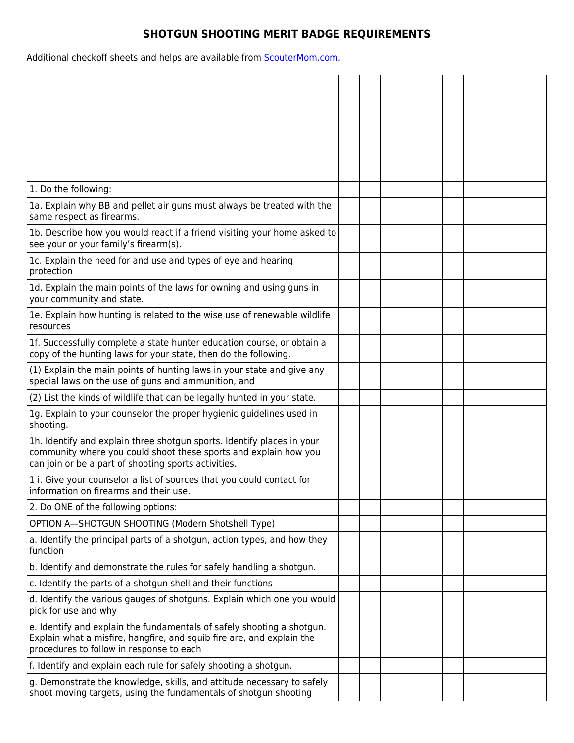# SHOTGUN SHOOTING MERIT BADGE REQUIREMENTS

Additional checkoff sheets and helps are available from [ScouterMom.com](ScouterMom.com).

| | | | | | | | | | | |
|---|---|---|---|---|---|---|---|---|---|---|
| 1. Do the following: | | | | | | | | | | |
| 1a. Explain why BB and pellet air guns must always be treated with the same respect as firearms. | | | | | | | | | | |
| 1b. Describe how you would react if a friend visiting your home asked to see your or your family's firearm(s). | | | | | | | | | | |
| 1c. Explain the need for and use and types of eye and hearing protection | | | | | | | | | | |
| 1d. Explain the main points of the laws for owning and using guns in your community and state. | | | | | | | | | | |
| 1e. Explain how hunting is related to the wise use of renewable wildlife resources | | | | | | | | | | |
| 1f. Successfully complete a state hunter education course, or obtain a copy of the hunting laws for your state, then do the following. | | | | | | | | | | |
| (1) Explain the main points of hunting laws in your state and give any special laws on the use of guns and ammunition, and | | | | | | | | | | |
| (2) List the kinds of wildlife that can be legally hunted in your state. | | | | | | | | | | |
| 1g. Explain to your counselor the proper hygienic guidelines used in shooting. | | | | | | | | | | |
| 1h. Identify and explain three shotgun sports. Identify places in your community where you could shoot these sports and explain how you can join or be a part of shooting sports activities. | | | | | | | | | | |
| 1 i. Give your counselor a list of sources that you could contact for information on firearms and their use. | | | | | | | | | | |
| 2. Do ONE of the following options: | | | | | | | | | | |
| OPTION A—SHOTGUN SHOOTING (Modern Shotshell Type) | | | | | | | | | | |
| a. Identify the principal parts of a shotgun, action types, and how they function | | | | | | | | | | |
| b. Identify and demonstrate the rules for safely handling a shotgun. | | | | | | | | | | |
| c. Identify the parts of a shotgun shell and their functions | | | | | | | | | | |
| d. Identify the various gauges of shotguns. Explain which one you would pick for use and why | | | | | | | | | | |
| e. Identify and explain the fundamentals of safely shooting a shotgun. Explain what a misfire, hangfire, and squib fire are, and explain the procedures to follow in response to each | | | | | | | | | | |
| f. Identify and explain each rule for safely shooting a shotgun. | | | | | | | | | | |
| g. Demonstrate the knowledge, skills, and attitude necessary to safely shoot moving targets, using the fundamentals of shotgun shooting | | | | | | | | | | |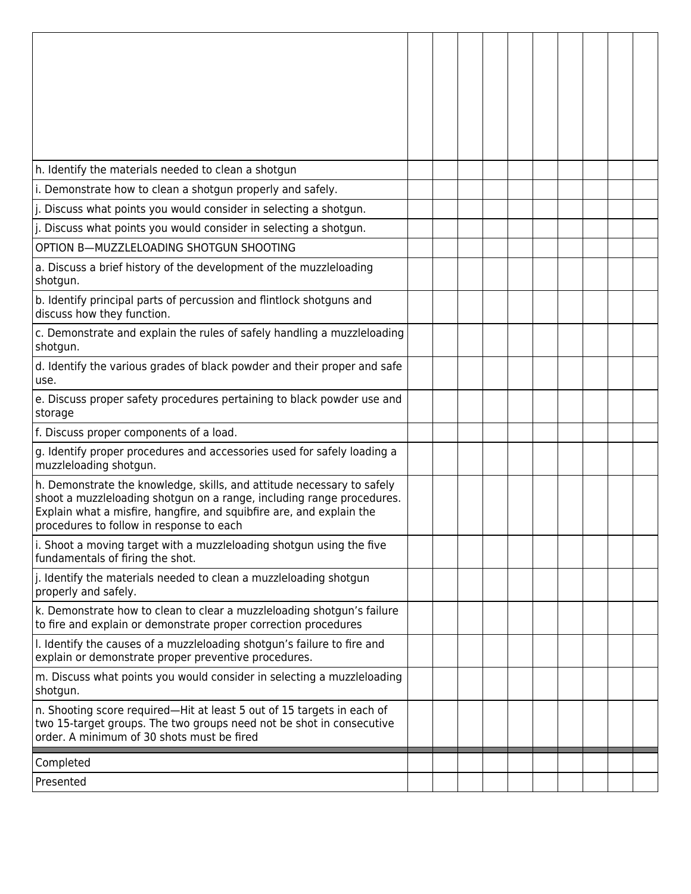| | | | | | | | | | | |
|---|---|---|---|---|---|---|---|---|---|---|
| h. Identify the materials needed to clean a shotgun | | | | | | | | | | |
| i. Demonstrate how to clean a shotgun properly and safely. | | | | | | | | | | |
| j. Discuss what points you would consider in selecting a shotgun. | | | | | | | | | | |
| j. Discuss what points you would consider in selecting a shotgun. | | | | | | | | | | |
| OPTION B—MUZZLELOADING SHOTGUN SHOOTING | | | | | | | | | | |
| a. Discuss a brief history of the development of the muzzleloading shotgun. | | | | | | | | | | |
| b. Identify principal parts of percussion and flintlock shotguns and discuss how they function. | | | | | | | | | | |
| c. Demonstrate and explain the rules of safely handling a muzzleloading shotgun. | | | | | | | | | | |
| d. Identify the various grades of black powder and their proper and safe use. | | | | | | | | | | |
| e. Discuss proper safety procedures pertaining to black powder use and storage | | | | | | | | | | |
| f. Discuss proper components of a load. | | | | | | | | | | |
| g. Identify proper procedures and accessories used for safely loading a muzzleloading shotgun. | | | | | | | | | | |
| h. Demonstrate the knowledge, skills, and attitude necessary to safely shoot a muzzleloading shotgun on a range, including range procedures. Explain what a misfire, hangfire, and squibfire are, and explain the procedures to follow in response to each | | | | | | | | | | |
| i. Shoot a moving target with a muzzleloading shotgun using the five fundamentals of firing the shot. | | | | | | | | | | |
| j. Identify the materials needed to clean a muzzleloading shotgun properly and safely. | | | | | | | | | | |
| k. Demonstrate how to clean to clear a muzzleloading shotgun's failure to fire and explain or demonstrate proper correction procedures | | | | | | | | | | |
| l. Identify the causes of a muzzleloading shotgun's failure to fire and explain or demonstrate proper preventive procedures. | | | | | | | | | | |
| m. Discuss what points you would consider in selecting a muzzleloading shotgun. | | | | | | | | | | |
| n. Shooting score required—Hit at least 5 out of 15 targets in each of two 15-target groups. The two groups need not be shot in consecutive order. A minimum of 30 shots must be fired | | | | | | | | | | |
| Completed | | | | | | | | | | |
| Presented | | | | | | | | | | |